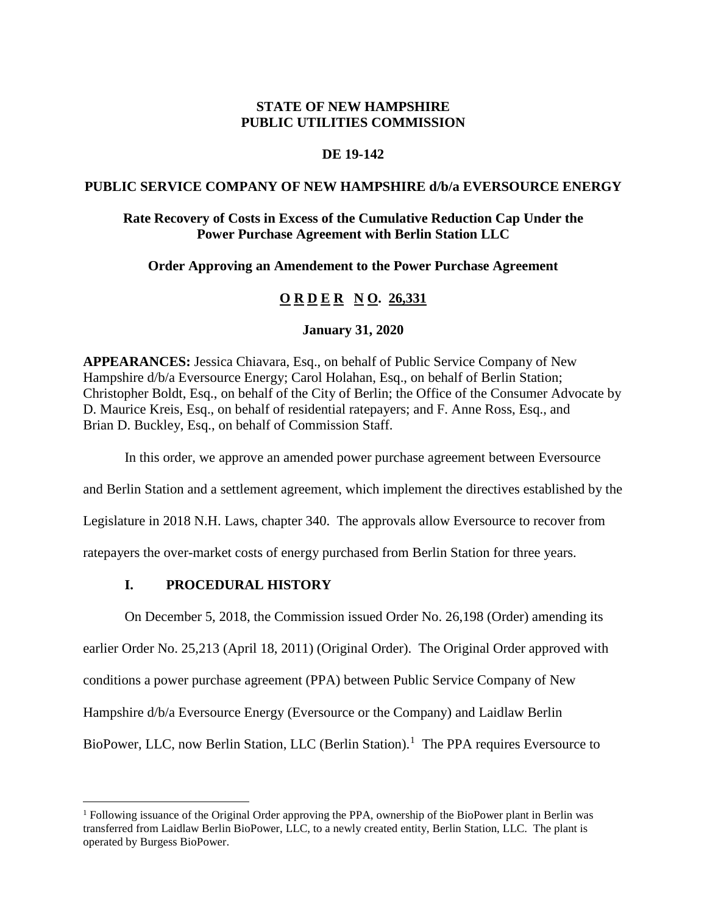**STATE OF NEW HAMPSHIRE**
**PUBLIC UTILITIES COMMISSION**

**DE 19-142**

**PUBLIC SERVICE COMPANY OF NEW HAMPSHIRE d/b/a EVERSOURCE ENERGY**

**Rate Recovery of Costs in Excess of the Cumulative Reduction Cap Under the Power Purchase Agreement with Berlin Station LLC**

**Order Approving an Amendement to the Power Purchase Agreement**

**O R D E R N O. 26,331**

**January 31, 2020**

**APPEARANCES:** Jessica Chiavara, Esq., on behalf of Public Service Company of New Hampshire d/b/a Eversource Energy; Carol Holahan, Esq., on behalf of Berlin Station; Christopher Boldt, Esq., on behalf of the City of Berlin; the Office of the Consumer Advocate by D. Maurice Kreis, Esq., on behalf of residential ratepayers; and F. Anne Ross, Esq., and Brian D. Buckley, Esq., on behalf of Commission Staff.

In this order, we approve an amended power purchase agreement between Eversource and Berlin Station and a settlement agreement, which implement the directives established by the Legislature in 2018 N.H. Laws, chapter 340. The approvals allow Eversource to recover from ratepayers the over-market costs of energy purchased from Berlin Station for three years.

## I. PROCEDURAL HISTORY

On December 5, 2018, the Commission issued Order No. 26,198 (Order) amending its earlier Order No. 25,213 (April 18, 2011) (Original Order). The Original Order approved with conditions a power purchase agreement (PPA) between Public Service Company of New Hampshire d/b/a Eversource Energy (Eversource or the Company) and Laidlaw Berlin BioPower, LLC, now Berlin Station, LLC (Berlin Station).[1] The PPA requires Eversource to

[1] Following issuance of the Original Order approving the PPA, ownership of the BioPower plant in Berlin was transferred from Laidlaw Berlin BioPower, LLC, to a newly created entity, Berlin Station, LLC. The plant is operated by Burgess BioPower.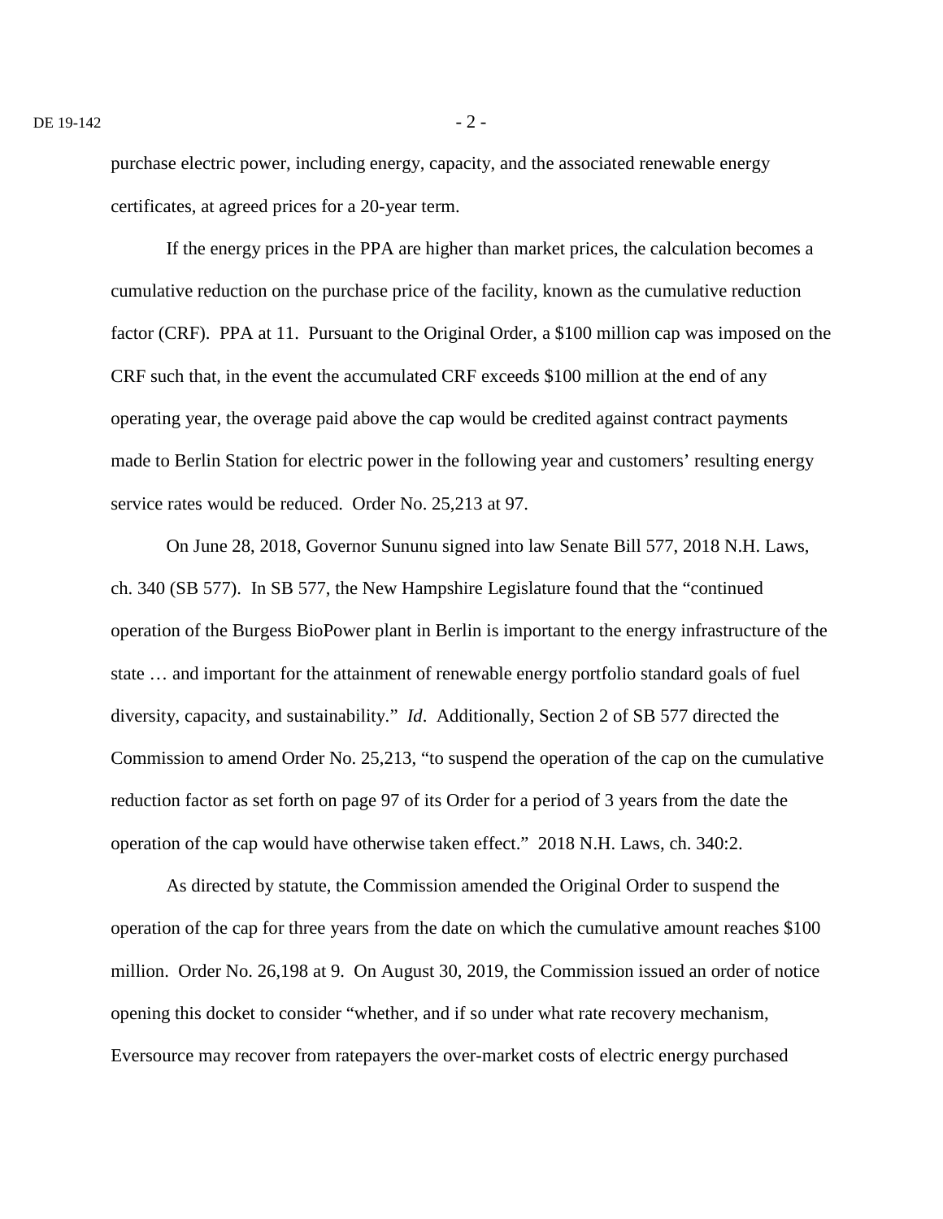purchase electric power, including energy, capacity, and the associated renewable energy certificates, at agreed prices for a 20-year term.

If the energy prices in the PPA are higher than market prices, the calculation becomes a cumulative reduction on the purchase price of the facility, known as the cumulative reduction factor (CRF). PPA at 11. Pursuant to the Original Order, a $100 million cap was imposed on the CRF such that, in the event the accumulated CRF exceeds $100 million at the end of any operating year, the overage paid above the cap would be credited against contract payments made to Berlin Station for electric power in the following year and customers' resulting energy service rates would be reduced. Order No. 25,213 at 97.

On June 28, 2018, Governor Sununu signed into law Senate Bill 577, 2018 N.H. Laws, ch. 340 (SB 577). In SB 577, the New Hampshire Legislature found that the "continued operation of the Burgess BioPower plant in Berlin is important to the energy infrastructure of the state … and important for the attainment of renewable energy portfolio standard goals of fuel diversity, capacity, and sustainability." *Id*. Additionally, Section 2 of SB 577 directed the Commission to amend Order No. 25,213, "to suspend the operation of the cap on the cumulative reduction factor as set forth on page 97 of its Order for a period of 3 years from the date the operation of the cap would have otherwise taken effect." 2018 N.H. Laws, ch. 340:2.

As directed by statute, the Commission amended the Original Order to suspend the operation of the cap for three years from the date on which the cumulative amount reaches $100 million. Order No. 26,198 at 9. On August 30, 2019, the Commission issued an order of notice opening this docket to consider "whether, and if so under what rate recovery mechanism, Eversource may recover from ratepayers the over-market costs of electric energy purchased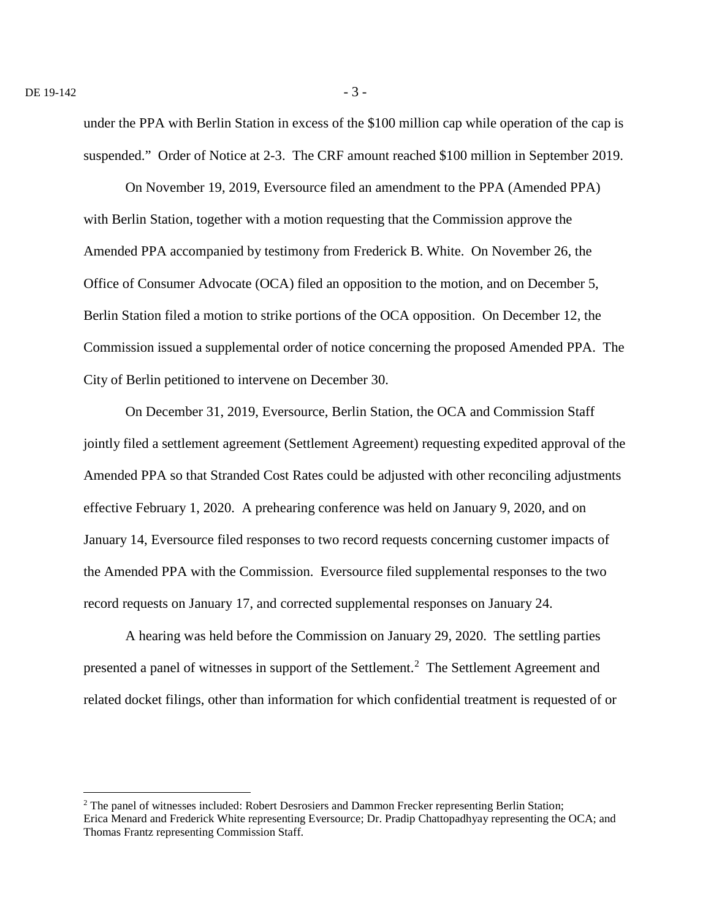under the PPA with Berlin Station in excess of the $100 million cap while operation of the cap is suspended." Order of Notice at 2-3. The CRF amount reached $100 million in September 2019.

On November 19, 2019, Eversource filed an amendment to the PPA (Amended PPA) with Berlin Station, together with a motion requesting that the Commission approve the Amended PPA accompanied by testimony from Frederick B. White. On November 26, the Office of Consumer Advocate (OCA) filed an opposition to the motion, and on December 5, Berlin Station filed a motion to strike portions of the OCA opposition. On December 12, the Commission issued a supplemental order of notice concerning the proposed Amended PPA. The City of Berlin petitioned to intervene on December 30.

On December 31, 2019, Eversource, Berlin Station, the OCA and Commission Staff jointly filed a settlement agreement (Settlement Agreement) requesting expedited approval of the Amended PPA so that Stranded Cost Rates could be adjusted with other reconciling adjustments effective February 1, 2020. A prehearing conference was held on January 9, 2020, and on January 14, Eversource filed responses to two record requests concerning customer impacts of the Amended PPA with the Commission. Eversource filed supplemental responses to the two record requests on January 17, and corrected supplemental responses on January 24.

A hearing was held before the Commission on January 29, 2020. The settling parties presented a panel of witnesses in support of the Settlement.[2] The Settlement Agreement and related docket filings, other than information for which confidential treatment is requested of or

[2] The panel of witnesses included: Robert Desrosiers and Dammon Frecker representing Berlin Station; Erica Menard and Frederick White representing Eversource; Dr. Pradip Chattopadhyay representing the OCA; and Thomas Frantz representing Commission Staff.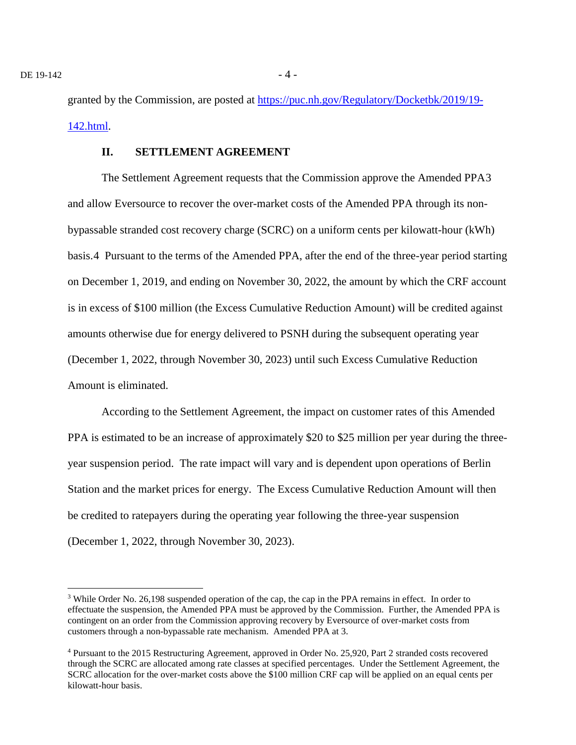granted by the Commission, are posted at [https://puc.nh.gov/Regulatory/Docketbk/2019/19-142.html](https://puc.nh.gov/Regulatory/Docketbk/2019/19-142.html).

## II. SETTLEMENT AGREEMENT

The Settlement Agreement requests that the Commission approve the Amended PPA[3] and allow Eversource to recover the over-market costs of the Amended PPA through its non-bypassable stranded cost recovery charge (SCRC) on a uniform cents per kilowatt-hour (kWh) basis.[4] Pursuant to the terms of the Amended PPA, after the end of the three-year period starting on December 1, 2019, and ending on November 30, 2022, the amount by which the CRF account is in excess of $100 million (the Excess Cumulative Reduction Amount) will be credited against amounts otherwise due for energy delivered to PSNH during the subsequent operating year (December 1, 2022, through November 30, 2023) until such Excess Cumulative Reduction Amount is eliminated.

According to the Settlement Agreement, the impact on customer rates of this Amended PPA is estimated to be an increase of approximately $20 to $25 million per year during the three-year suspension period. The rate impact will vary and is dependent upon operations of Berlin Station and the market prices for energy. The Excess Cumulative Reduction Amount will then be credited to ratepayers during the operating year following the three-year suspension (December 1, 2022, through November 30, 2023).

---

[3] While Order No. 26,198 suspended operation of the cap, the cap in the PPA remains in effect. In order to effectuate the suspension, the Amended PPA must be approved by the Commission. Further, the Amended PPA is contingent on an order from the Commission approving recovery by Eversource of over-market costs from customers through a non-bypassable rate mechanism. Amended PPA at 3.

[4] Pursuant to the 2015 Restructuring Agreement, approved in Order No. 25,920, Part 2 stranded costs recovered through the SCRC are allocated among rate classes at specified percentages. Under the Settlement Agreement, the SCRC allocation for the over-market costs above the $100 million CRF cap will be applied on an equal cents per kilowatt-hour basis.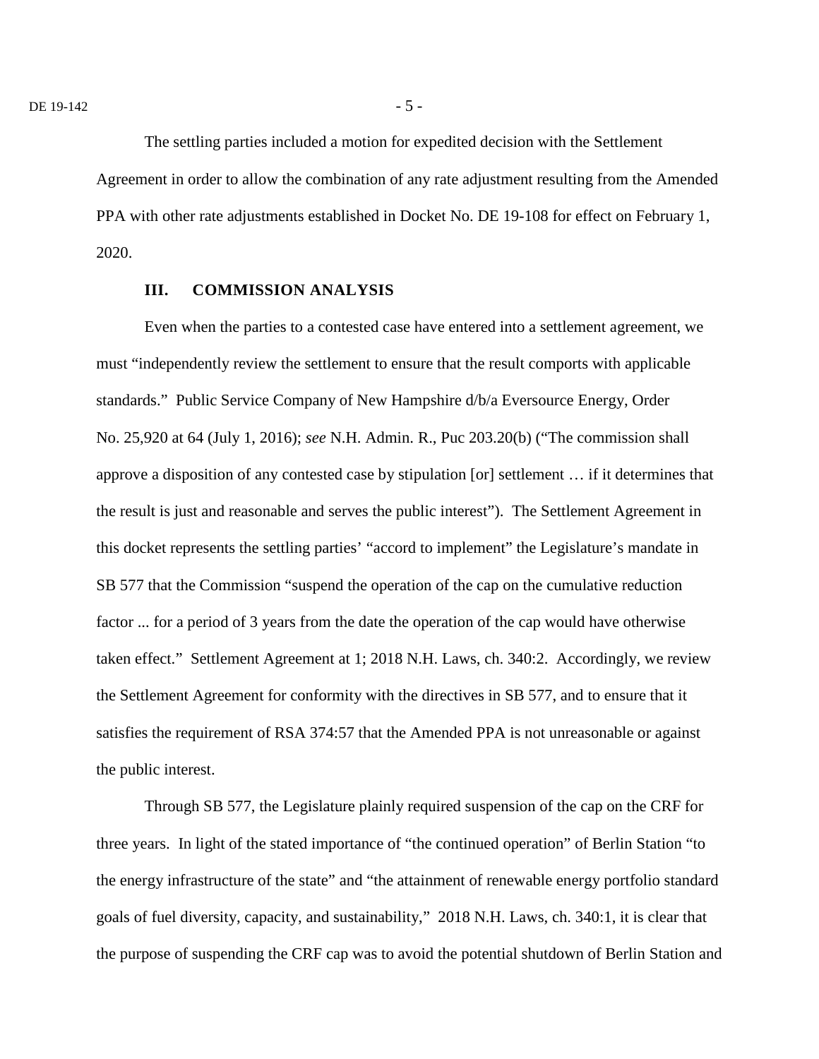The settling parties included a motion for expedited decision with the Settlement Agreement in order to allow the combination of any rate adjustment resulting from the Amended PPA with other rate adjustments established in Docket No. DE 19-108 for effect on February 1, 2020.

## III. COMMISSION ANALYSIS

Even when the parties to a contested case have entered into a settlement agreement, we must "independently review the settlement to ensure that the result comports with applicable standards." Public Service Company of New Hampshire d/b/a Eversource Energy, Order No. 25,920 at 64 (July 1, 2016); *see* N.H. Admin. R., Puc 203.20(b) ("The commission shall approve a disposition of any contested case by stipulation [or] settlement … if it determines that the result is just and reasonable and serves the public interest"). The Settlement Agreement in this docket represents the settling parties' "accord to implement" the Legislature's mandate in SB 577 that the Commission "suspend the operation of the cap on the cumulative reduction factor ... for a period of 3 years from the date the operation of the cap would have otherwise taken effect." Settlement Agreement at 1; 2018 N.H. Laws, ch. 340:2. Accordingly, we review the Settlement Agreement for conformity with the directives in SB 577, and to ensure that it satisfies the requirement of RSA 374:57 that the Amended PPA is not unreasonable or against the public interest.

Through SB 577, the Legislature plainly required suspension of the cap on the CRF for three years. In light of the stated importance of "the continued operation" of Berlin Station "to the energy infrastructure of the state" and "the attainment of renewable energy portfolio standard goals of fuel diversity, capacity, and sustainability," 2018 N.H. Laws, ch. 340:1, it is clear that the purpose of suspending the CRF cap was to avoid the potential shutdown of Berlin Station and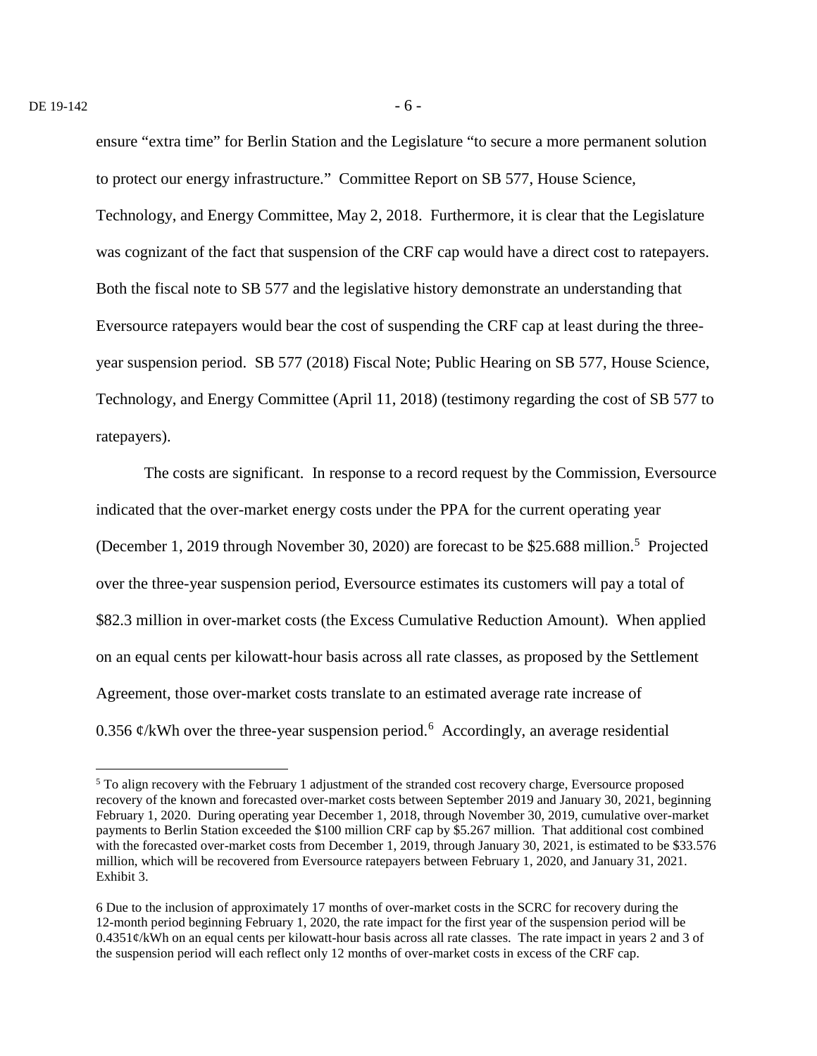ensure "extra time" for Berlin Station and the Legislature "to secure a more permanent solution to protect our energy infrastructure." Committee Report on SB 577, House Science, Technology, and Energy Committee, May 2, 2018. Furthermore, it is clear that the Legislature was cognizant of the fact that suspension of the CRF cap would have a direct cost to ratepayers. Both the fiscal note to SB 577 and the legislative history demonstrate an understanding that Eversource ratepayers would bear the cost of suspending the CRF cap at least during the three-year suspension period. SB 577 (2018) Fiscal Note; Public Hearing on SB 577, House Science, Technology, and Energy Committee (April 11, 2018) (testimony regarding the cost of SB 577 to ratepayers).

The costs are significant. In response to a record request by the Commission, Eversource indicated that the over-market energy costs under the PPA for the current operating year (December 1, 2019 through November 30, 2020) are forecast to be \$25.688 million.[5] Projected over the three-year suspension period, Eversource estimates its customers will pay a total of \$82.3 million in over-market costs (the Excess Cumulative Reduction Amount). When applied on an equal cents per kilowatt-hour basis across all rate classes, as proposed by the Settlement Agreement, those over-market costs translate to an estimated average rate increase of 0.356 ¢/kWh over the three-year suspension period.[6] Accordingly, an average residential

---

[5] To align recovery with the February 1 adjustment of the stranded cost recovery charge, Eversource proposed recovery of the known and forecasted over-market costs between September 2019 and January 30, 2021, beginning February 1, 2020. During operating year December 1, 2018, through November 30, 2019, cumulative over-market payments to Berlin Station exceeded the \$100 million CRF cap by \$5.267 million. That additional cost combined with the forecasted over-market costs from December 1, 2019, through January 30, 2021, is estimated to be \$33.576 million, which will be recovered from Eversource ratepayers between February 1, 2020, and January 31, 2021. Exhibit 3.

6 Due to the inclusion of approximately 17 months of over-market costs in the SCRC for recovery during the 12-month period beginning February 1, 2020, the rate impact for the first year of the suspension period will be 0.4351¢/kWh on an equal cents per kilowatt-hour basis across all rate classes. The rate impact in years 2 and 3 of the suspension period will each reflect only 12 months of over-market costs in excess of the CRF cap.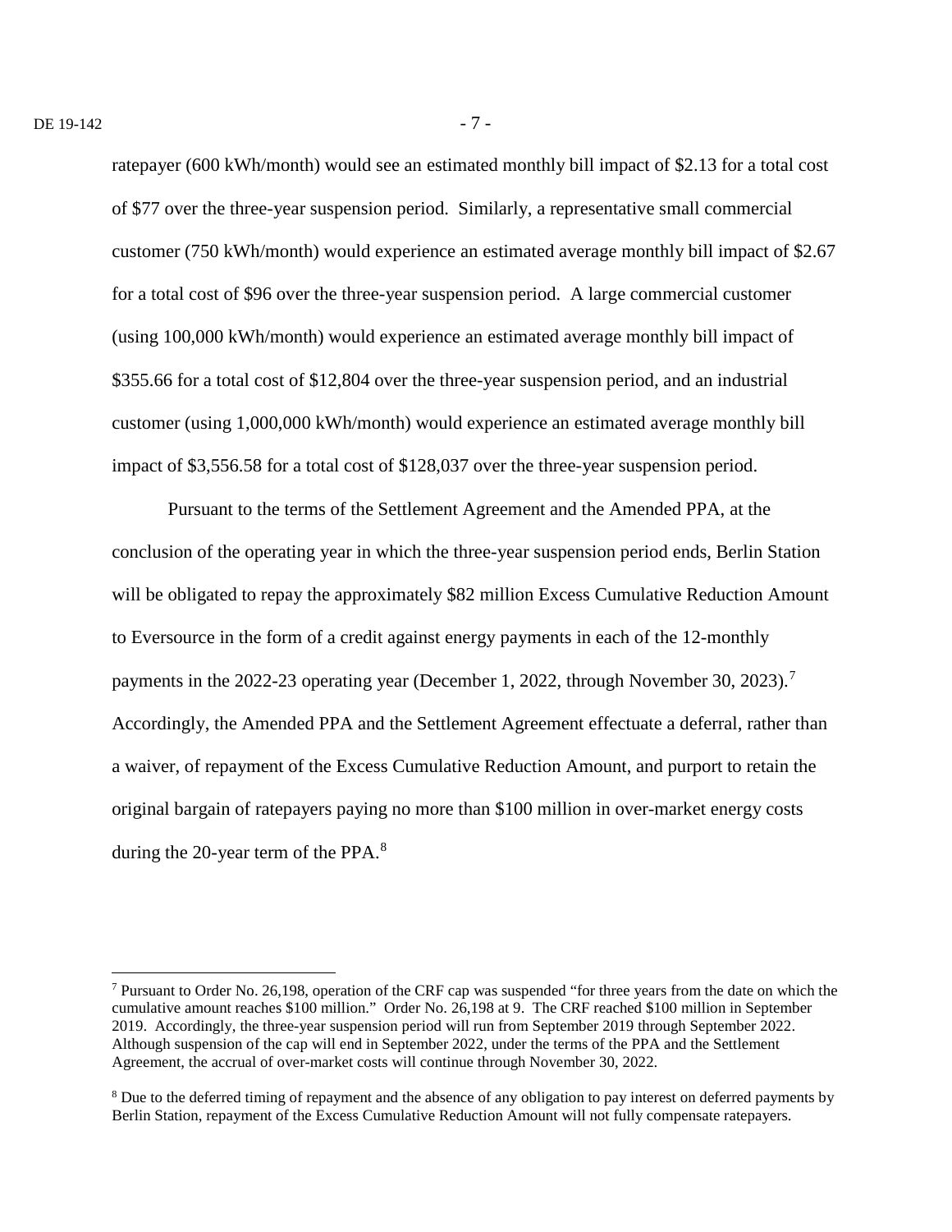ratepayer (600 kWh/month) would see an estimated monthly bill impact of $2.13 for a total cost of $77 over the three-year suspension period. Similarly, a representative small commercial customer (750 kWh/month) would experience an estimated average monthly bill impact of $2.67 for a total cost of $96 over the three-year suspension period. A large commercial customer (using 100,000 kWh/month) would experience an estimated average monthly bill impact of $355.66 for a total cost of $12,804 over the three-year suspension period, and an industrial customer (using 1,000,000 kWh/month) would experience an estimated average monthly bill impact of $3,556.58 for a total cost of $128,037 over the three-year suspension period.

Pursuant to the terms of the Settlement Agreement and the Amended PPA, at the conclusion of the operating year in which the three-year suspension period ends, Berlin Station will be obligated to repay the approximately $82 million Excess Cumulative Reduction Amount to Eversource in the form of a credit against energy payments in each of the 12-monthly payments in the 2022-23 operating year (December 1, 2022, through November 30, 2023).[7] Accordingly, the Amended PPA and the Settlement Agreement effectuate a deferral, rather than a waiver, of repayment of the Excess Cumulative Reduction Amount, and purport to retain the original bargain of ratepayers paying no more than $100 million in over-market energy costs during the 20-year term of the PPA.[8]

---

[7] Pursuant to Order No. 26,198, operation of the CRF cap was suspended "for three years from the date on which the cumulative amount reaches $100 million." Order No. 26,198 at 9. The CRF reached $100 million in September 2019. Accordingly, the three-year suspension period will run from September 2019 through September 2022. Although suspension of the cap will end in September 2022, under the terms of the PPA and the Settlement Agreement, the accrual of over-market costs will continue through November 30, 2022.

[8] Due to the deferred timing of repayment and the absence of any obligation to pay interest on deferred payments by Berlin Station, repayment of the Excess Cumulative Reduction Amount will not fully compensate ratepayers.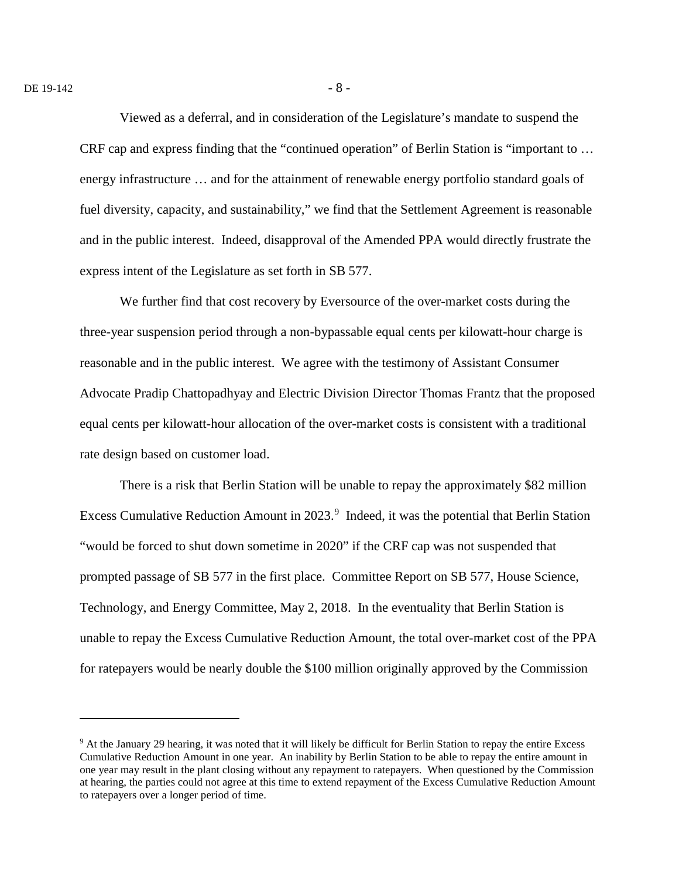Viewed as a deferral, and in consideration of the Legislature's mandate to suspend the CRF cap and express finding that the "continued operation" of Berlin Station is "important to … energy infrastructure … and for the attainment of renewable energy portfolio standard goals of fuel diversity, capacity, and sustainability," we find that the Settlement Agreement is reasonable and in the public interest. Indeed, disapproval of the Amended PPA would directly frustrate the express intent of the Legislature as set forth in SB 577.

We further find that cost recovery by Eversource of the over-market costs during the three-year suspension period through a non-bypassable equal cents per kilowatt-hour charge is reasonable and in the public interest. We agree with the testimony of Assistant Consumer Advocate Pradip Chattopadhyay and Electric Division Director Thomas Frantz that the proposed equal cents per kilowatt-hour allocation of the over-market costs is consistent with a traditional rate design based on customer load.

There is a risk that Berlin Station will be unable to repay the approximately $82 million Excess Cumulative Reduction Amount in 2023.[9] Indeed, it was the potential that Berlin Station "would be forced to shut down sometime in 2020" if the CRF cap was not suspended that prompted passage of SB 577 in the first place. Committee Report on SB 577, House Science, Technology, and Energy Committee, May 2, 2018. In the eventuality that Berlin Station is unable to repay the Excess Cumulative Reduction Amount, the total over-market cost of the PPA for ratepayers would be nearly double the $100 million originally approved by the Commission

---

[9] At the January 29 hearing, it was noted that it will likely be difficult for Berlin Station to repay the entire Excess Cumulative Reduction Amount in one year. An inability by Berlin Station to be able to repay the entire amount in one year may result in the plant closing without any repayment to ratepayers. When questioned by the Commission at hearing, the parties could not agree at this time to extend repayment of the Excess Cumulative Reduction Amount to ratepayers over a longer period of time.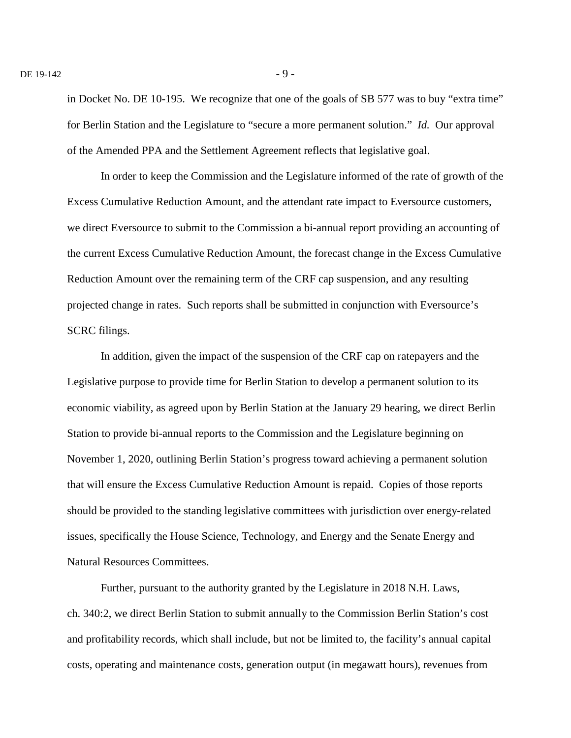in Docket No. DE 10-195. We recognize that one of the goals of SB 577 was to buy "extra time" for Berlin Station and the Legislature to "secure a more permanent solution." *Id.* Our approval of the Amended PPA and the Settlement Agreement reflects that legislative goal.

In order to keep the Commission and the Legislature informed of the rate of growth of the Excess Cumulative Reduction Amount, and the attendant rate impact to Eversource customers, we direct Eversource to submit to the Commission a bi-annual report providing an accounting of the current Excess Cumulative Reduction Amount, the forecast change in the Excess Cumulative Reduction Amount over the remaining term of the CRF cap suspension, and any resulting projected change in rates. Such reports shall be submitted in conjunction with Eversource's SCRC filings.

In addition, given the impact of the suspension of the CRF cap on ratepayers and the Legislative purpose to provide time for Berlin Station to develop a permanent solution to its economic viability, as agreed upon by Berlin Station at the January 29 hearing, we direct Berlin Station to provide bi-annual reports to the Commission and the Legislature beginning on November 1, 2020, outlining Berlin Station's progress toward achieving a permanent solution that will ensure the Excess Cumulative Reduction Amount is repaid. Copies of those reports should be provided to the standing legislative committees with jurisdiction over energy-related issues, specifically the House Science, Technology, and Energy and the Senate Energy and Natural Resources Committees.

Further, pursuant to the authority granted by the Legislature in 2018 N.H. Laws, ch. 340:2, we direct Berlin Station to submit annually to the Commission Berlin Station's cost and profitability records, which shall include, but not be limited to, the facility's annual capital costs, operating and maintenance costs, generation output (in megawatt hours), revenues from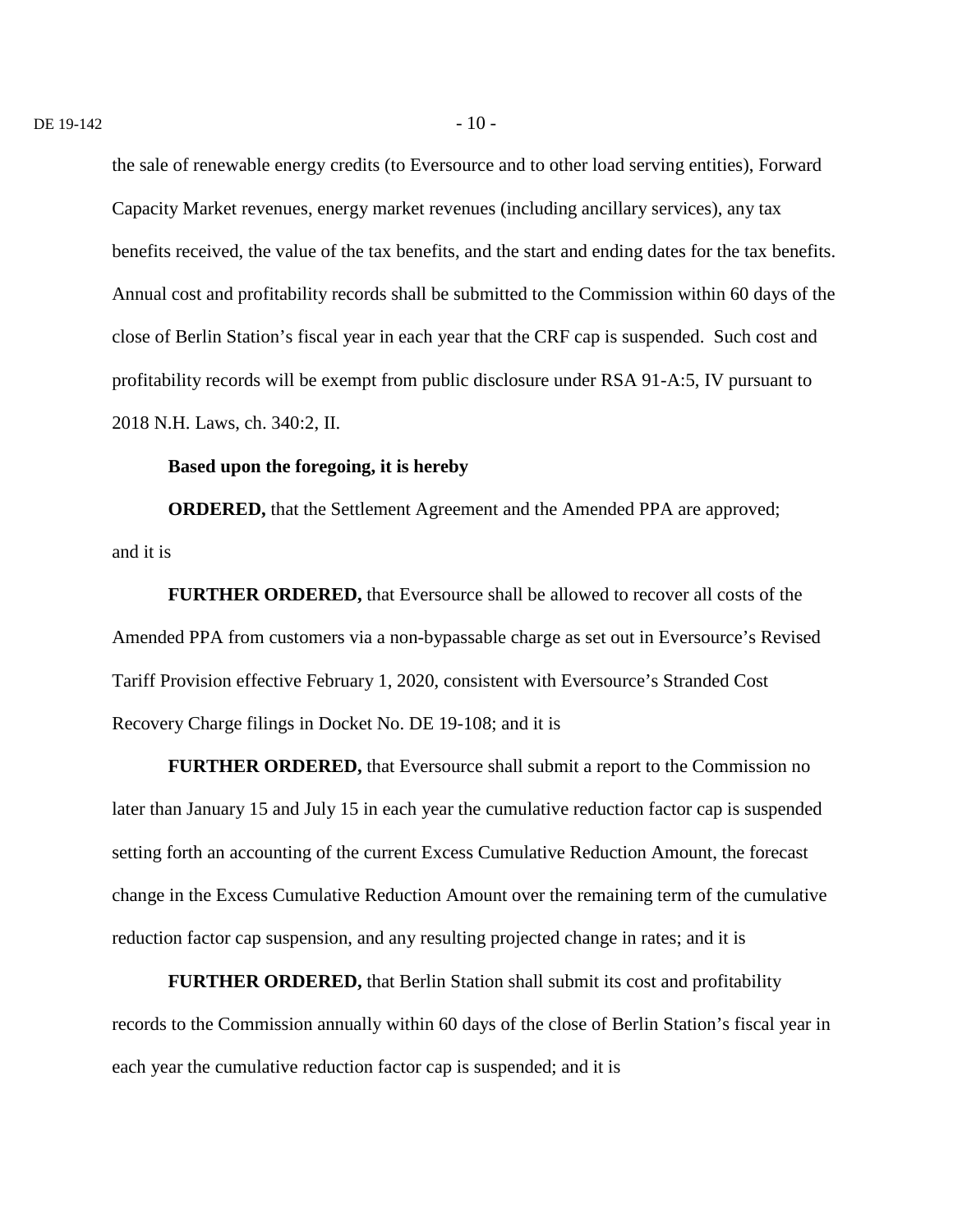the sale of renewable energy credits (to Eversource and to other load serving entities), Forward Capacity Market revenues, energy market revenues (including ancillary services), any tax benefits received, the value of the tax benefits, and the start and ending dates for the tax benefits. Annual cost and profitability records shall be submitted to the Commission within 60 days of the close of Berlin Station's fiscal year in each year that the CRF cap is suspended. Such cost and profitability records will be exempt from public disclosure under RSA 91-A:5, IV pursuant to 2018 N.H. Laws, ch. 340:2, II.

**Based upon the foregoing, it is hereby**

**ORDERED,** that the Settlement Agreement and the Amended PPA are approved; and it is

**FURTHER ORDERED,** that Eversource shall be allowed to recover all costs of the Amended PPA from customers via a non-bypassable charge as set out in Eversource's Revised Tariff Provision effective February 1, 2020, consistent with Eversource's Stranded Cost Recovery Charge filings in Docket No. DE 19-108; and it is

**FURTHER ORDERED,** that Eversource shall submit a report to the Commission no later than January 15 and July 15 in each year the cumulative reduction factor cap is suspended setting forth an accounting of the current Excess Cumulative Reduction Amount, the forecast change in the Excess Cumulative Reduction Amount over the remaining term of the cumulative reduction factor cap suspension, and any resulting projected change in rates; and it is

**FURTHER ORDERED,** that Berlin Station shall submit its cost and profitability records to the Commission annually within 60 days of the close of Berlin Station's fiscal year in each year the cumulative reduction factor cap is suspended; and it is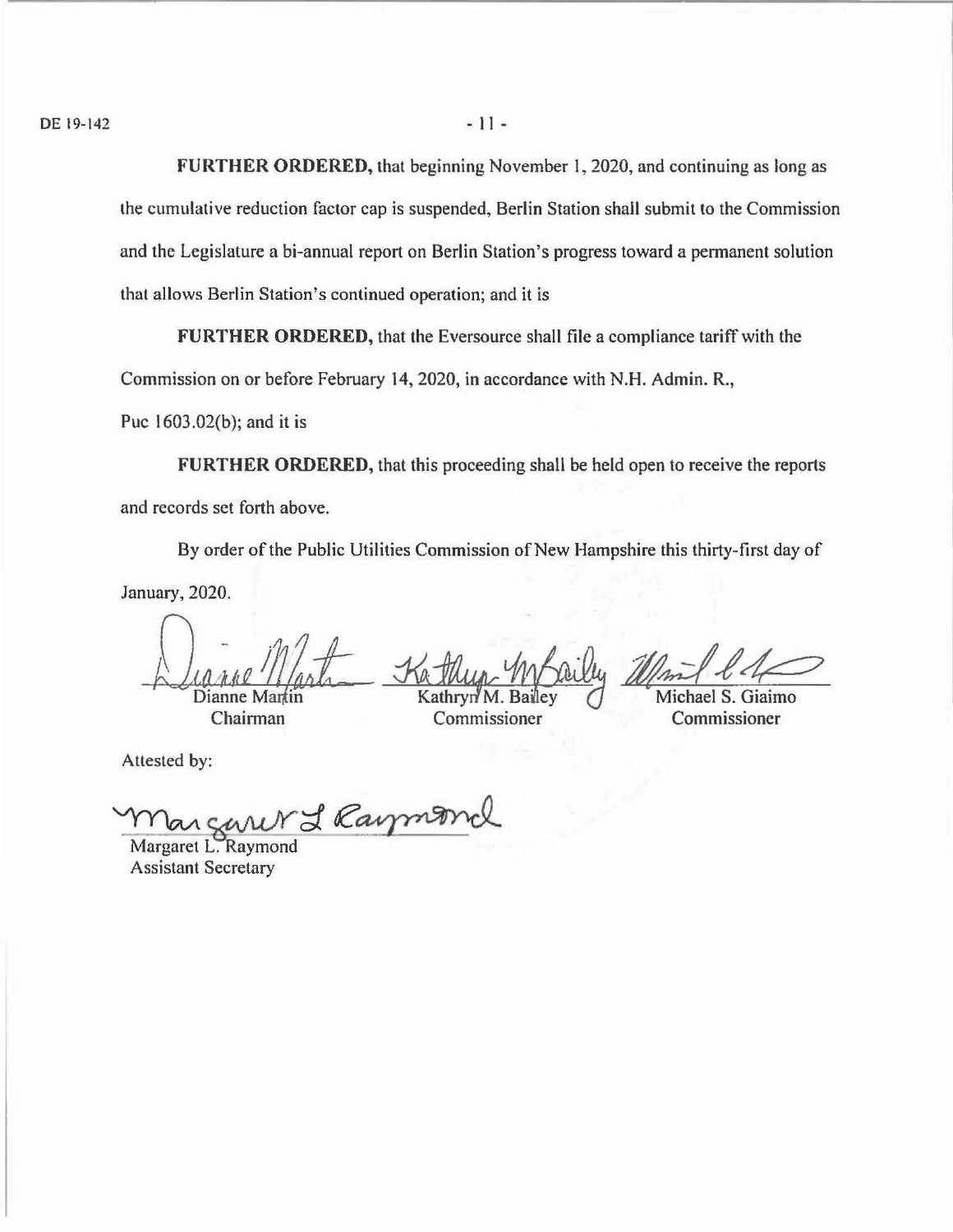**FURTHER ORDERED,** that beginning November 1, 2020, and continuing as long as the cumulative reduction factor cap is suspended, Berlin Station shall submit to the Commission and the Legislature a bi-annual report on Berlin Station's progress toward a permanent solution that allows Berlin Station's continued operation; and it is

**FURTHER ORDERED,** that the Eversource shall file a compliance tariff with the Commission on or before February 14, 2020, in accordance with N.H. Admin. R., Puc 1603.02(b); and it is

**FURTHER ORDERED,** that this proceeding shall be held open to receive the reports and records set forth above.

By order of the Public Utilities Commission of New Hampshire this thirty-first day of January, 2020.

| Dianne Martin | Kathryn M. Bailey | Michael S. Giaimo |
|---|---|---|
| Chairman | Commissioner | Commissioner |

Attested by:

Margaret L. Raymond
Assistant Secretary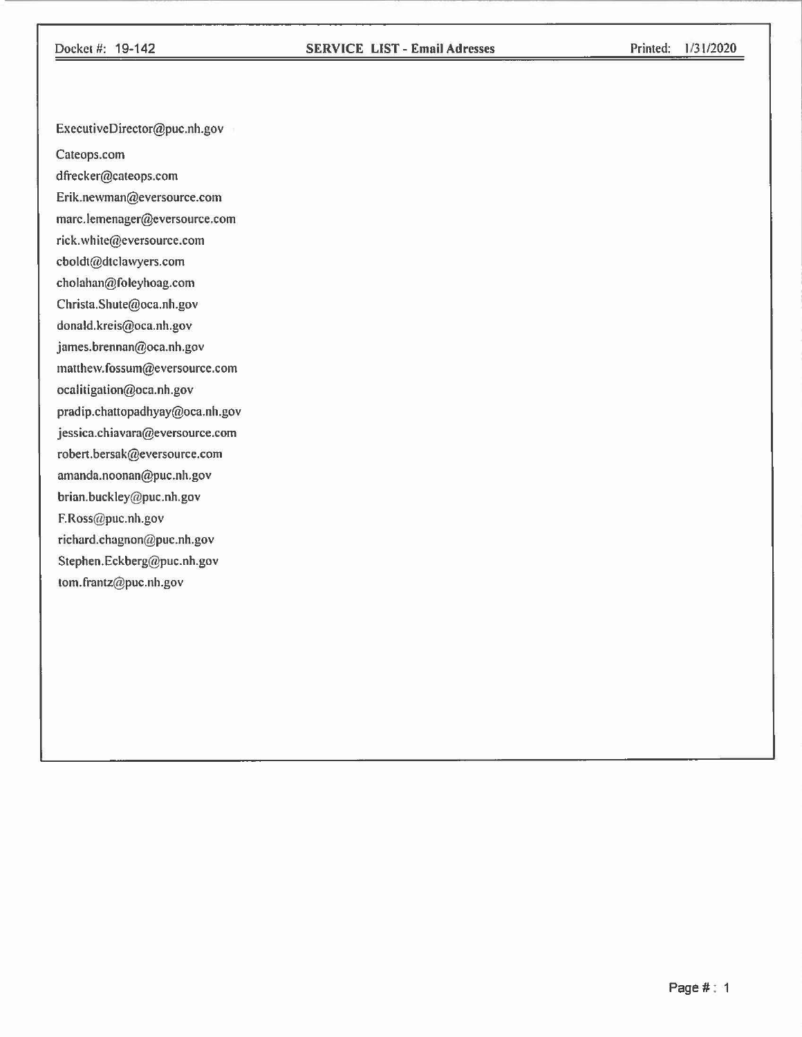Docket #: 19-142 **SERVICE LIST - Email Adresses** Printed: 1/31/2020

ExecutiveDirector@puc.nh.gov

Cateops.com

dfrecker@cateops.com

Erik.newman@eversource.com

marc.lemenager@eversource.com

rick.white@eversource.com

cboldt@dtclawyers.com

cholahan@foleyhoag.com

Christa.Shute@oca.nh.gov

donald.kreis@oca.nh.gov

james.brennan@oca.nh.gov

matthew.fossum@eversource.com

ocalitigation@oca.nh.gov

pradip.chattopadhyay@oca.nh.gov

jessica.chiavara@eversource.com

robert.bersak@eversource.com

amanda.noonan@puc.nh.gov

brian.buckley@puc.nh.gov

F.Ross@puc.nh.gov

richard.chagnon@puc.nh.gov

Stephen.Eckberg@puc.nh.gov

tom.frantz@puc.nh.gov